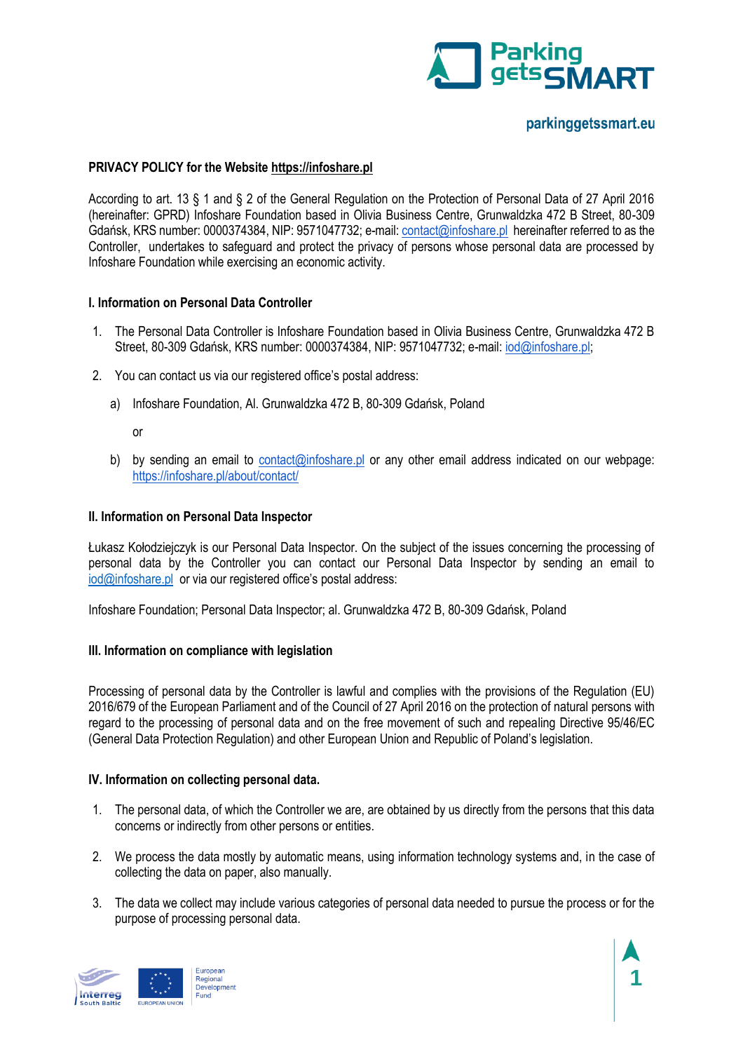**PRIVACY POLICY for the Website https://infoshare.pl**

According to art. 13 § 1 and § 2 of the General Regulation on the Protection of Personal Data of 27 April 2016 (hereinafter: GPRD) Infoshare Foundation based in Olivia Business Centre, Grunwaldzka 472 B Street, 80-309 Gdańsk, KRS number: 0000374384, NIP: 9571047732; e-mail: contact@infoshare.pl hereinafter referred to as the Controller, undertakes to safeguard and protect the privacy of persons whose personal data are processed by Infoshare Foundation while exercising an economic activity.

**I. Information on Personal Data Controller**

1. The Personal Data Controller is Infoshare Foundation based in Olivia Business Centre, Grunwaldzka 472 B Street, 80-309 Gdańsk, KRS number: 0000374384, NIP: 9571047732; e-mail: iod@infoshare.pl;
2. You can contact us via our registered office's postal address:
   a) Infoshare Foundation, Al. Grunwaldzka 472 B, 80-309 Gdańsk, Poland

      or

   b) by sending an email to contact@infoshare.pl or any other email address indicated on our webpage: https://infoshare.pl/about/contact/

**II. Information on Personal Data Inspector**

Łukasz Kołodziejczyk is our Personal Data Inspector. On the subject of the issues concerning the processing of personal data by the Controller you can contact our Personal Data Inspector by sending an email to iod@infoshare.pl or via our registered office's postal address:

Infoshare Foundation; Personal Data Inspector; al. Grunwaldzka 472 B, 80-309 Gdańsk, Poland

**III. Information on compliance with legislation**

Processing of personal data by the Controller is lawful and complies with the provisions of the Regulation (EU) 2016/679 of the European Parliament and of the Council of 27 April 2016 on the protection of natural persons with regard to the processing of personal data and on the free movement of such and repealing Directive 95/46/EC (General Data Protection Regulation) and other European Union and Republic of Poland's legislation.

**IV. Information on collecting personal data.**

1. The personal data, of which the Controller we are, are obtained by us directly from the persons that this data concerns or indirectly from other persons or entities.
2. We process the data mostly by automatic means, using information technology systems and, in the case of collecting the data on paper, also manually.
3. The data we collect may include various categories of personal data needed to pursue the process or for the purpose of processing personal data.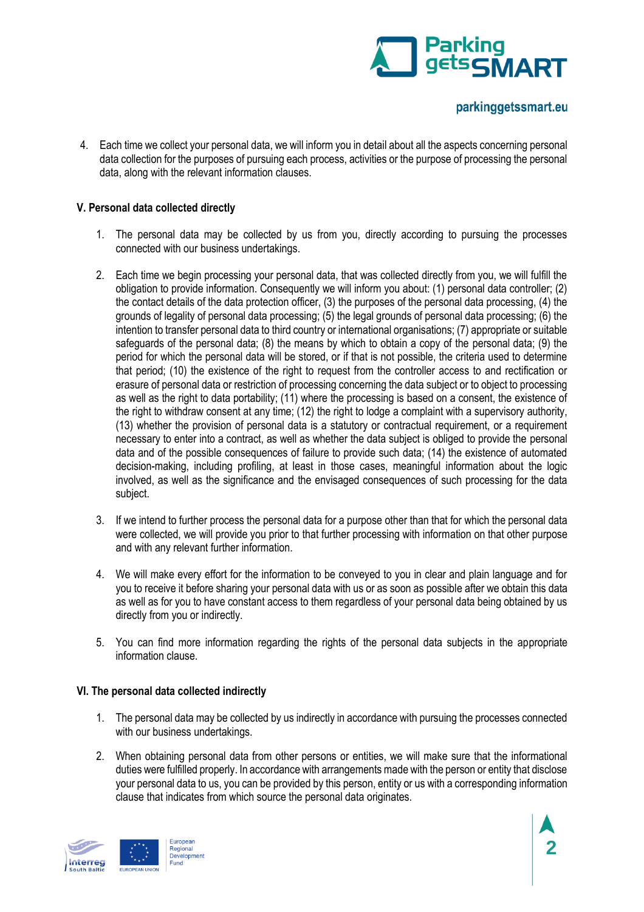4. Each time we collect your personal data, we will inform you in detail about all the aspects concerning personal data collection for the purposes of pursuing each process, activities or the purpose of processing the personal data, along with the relevant information clauses.

### V. Personal data collected directly

1. The personal data may be collected by us from you, directly according to pursuing the processes connected with our business undertakings.

2. Each time we begin processing your personal data, that was collected directly from you, we will fulfill the obligation to provide information. Consequently we will inform you about: (1) personal data controller; (2) the contact details of the data protection officer, (3) the purposes of the personal data processing, (4) the grounds of legality of personal data processing; (5) the legal grounds of personal data processing; (6) the intention to transfer personal data to third country or international organisations; (7) appropriate or suitable safeguards of the personal data; (8) the means by which to obtain a copy of the personal data; (9) the period for which the personal data will be stored, or if that is not possible, the criteria used to determine that period; (10) the existence of the right to request from the controller access to and rectification or erasure of personal data or restriction of processing concerning the data subject or to object to processing as well as the right to data portability; (11) where the processing is based on a consent, the existence of the right to withdraw consent at any time; (12) the right to lodge a complaint with a supervisory authority, (13) whether the provision of personal data is a statutory or contractual requirement, or a requirement necessary to enter into a contract, as well as whether the data subject is obliged to provide the personal data and of the possible consequences of failure to provide such data; (14) the existence of automated decision-making, including profiling, at least in those cases, meaningful information about the logic involved, as well as the significance and the envisaged consequences of such processing for the data subject.

3. If we intend to further process the personal data for a purpose other than that for which the personal data were collected, we will provide you prior to that further processing with information on that other purpose and with any relevant further information.

4. We will make every effort for the information to be conveyed to you in clear and plain language and for you to receive it before sharing your personal data with us or as soon as possible after we obtain this data as well as for you to have constant access to them regardless of your personal data being obtained by us directly from you or indirectly.

5. You can find more information regarding the rights of the personal data subjects in the appropriate information clause.

### VI. The personal data collected indirectly

1. The personal data may be collected by us indirectly in accordance with pursuing the processes connected with our business undertakings.

2. When obtaining personal data from other persons or entities, we will make sure that the informational duties were fulfilled properly. In accordance with arrangements made with the person or entity that disclose your personal data to us, you can be provided by this person, entity or us with a corresponding information clause that indicates from which source the personal data originates.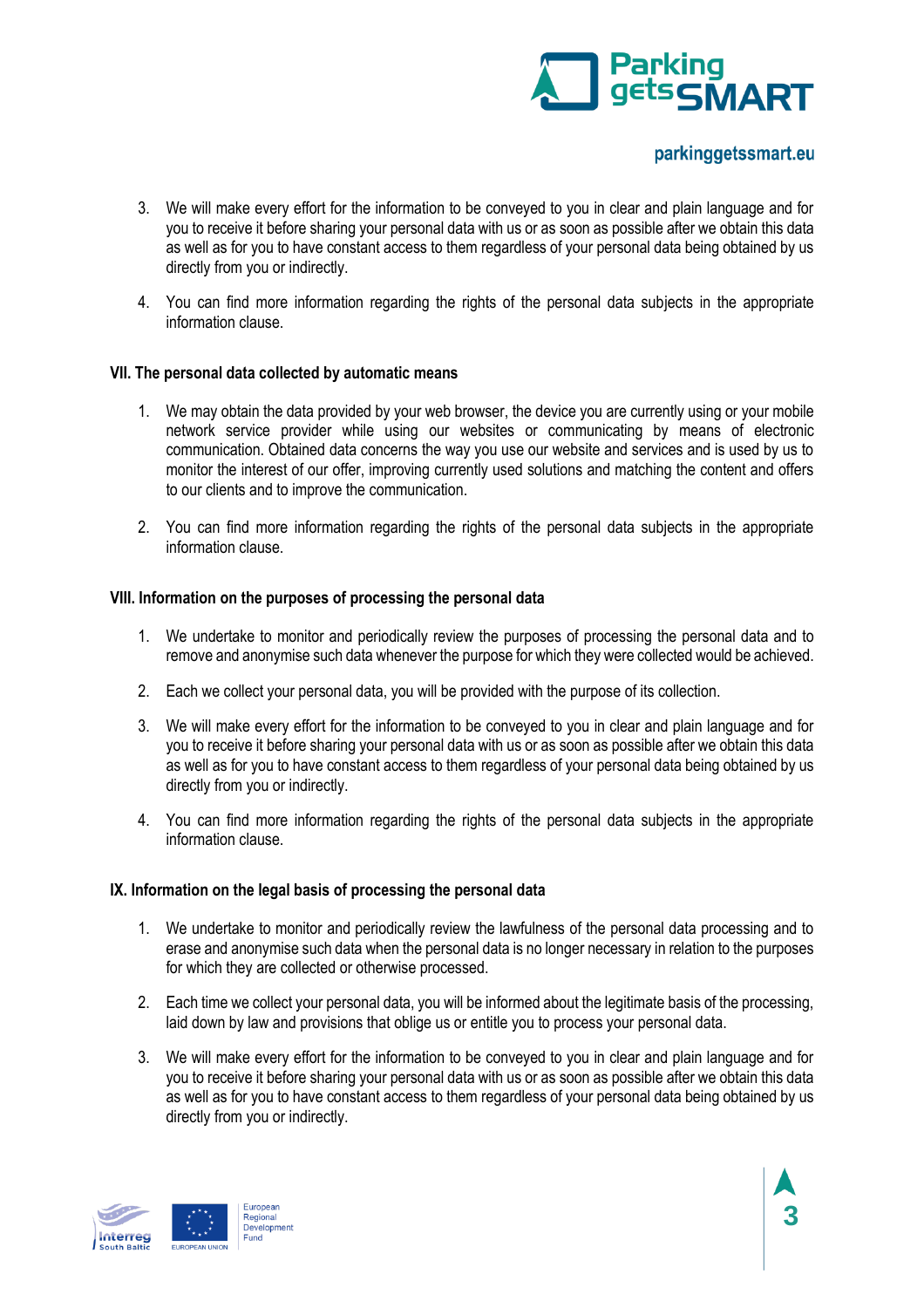3. We will make every effort for the information to be conveyed to you in clear and plain language and for you to receive it before sharing your personal data with us or as soon as possible after we obtain this data as well as for you to have constant access to them regardless of your personal data being obtained by us directly from you or indirectly.

4. You can find more information regarding the rights of the personal data subjects in the appropriate information clause.

**VII. The personal data collected by automatic means**

1. We may obtain the data provided by your web browser, the device you are currently using or your mobile network service provider while using our websites or communicating by means of electronic communication. Obtained data concerns the way you use our website and services and is used by us to monitor the interest of our offer, improving currently used solutions and matching the content and offers to our clients and to improve the communication.

2. You can find more information regarding the rights of the personal data subjects in the appropriate information clause.

**VIII. Information on the purposes of processing the personal data**

1. We undertake to monitor and periodically review the purposes of processing the personal data and to remove and anonymise such data whenever the purpose for which they were collected would be achieved.

2. Each we collect your personal data, you will be provided with the purpose of its collection.

3. We will make every effort for the information to be conveyed to you in clear and plain language and for you to receive it before sharing your personal data with us or as soon as possible after we obtain this data as well as for you to have constant access to them regardless of your personal data being obtained by us directly from you or indirectly.

4. You can find more information regarding the rights of the personal data subjects in the appropriate information clause.

**IX. Information on the legal basis of processing the personal data**

1. We undertake to monitor and periodically review the lawfulness of the personal data processing and to erase and anonymise such data when the personal data is no longer necessary in relation to the purposes for which they are collected or otherwise processed.

2. Each time we collect your personal data, you will be informed about the legitimate basis of the processing, laid down by law and provisions that oblige us or entitle you to process your personal data.

3. We will make every effort for the information to be conveyed to you in clear and plain language and for you to receive it before sharing your personal data with us or as soon as possible after we obtain this data as well as for you to have constant access to them regardless of your personal data being obtained by us directly from you or indirectly.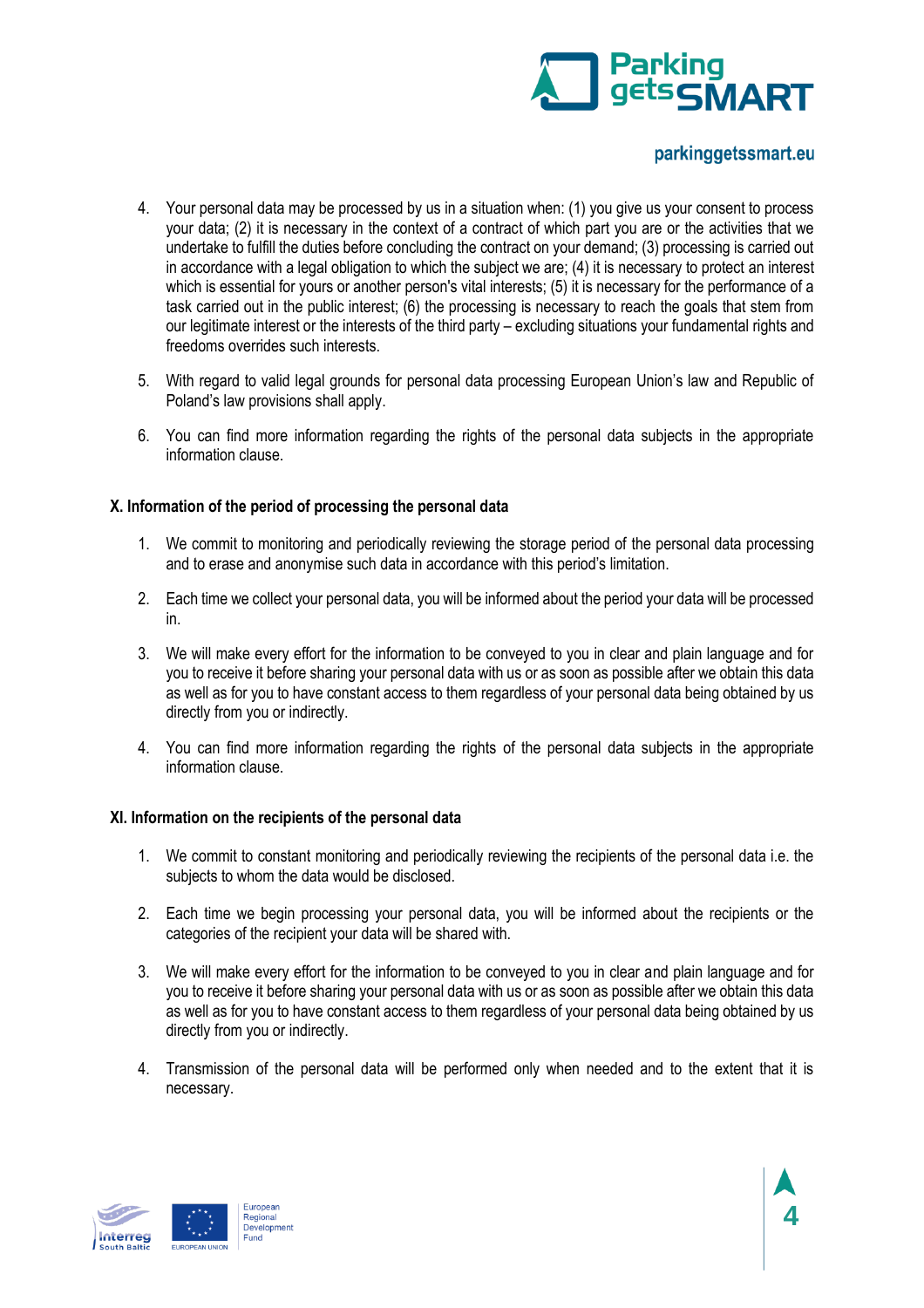4. Your personal data may be processed by us in a situation when: (1) you give us your consent to process your data; (2) it is necessary in the context of a contract of which part you are or the activities that we undertake to fulfill the duties before concluding the contract on your demand; (3) processing is carried out in accordance with a legal obligation to which the subject we are; (4) it is necessary to protect an interest which is essential for yours or another person's vital interests; (5) it is necessary for the performance of a task carried out in the public interest; (6) the processing is necessary to reach the goals that stem from our legitimate interest or the interests of the third party – excluding situations your fundamental rights and freedoms overrides such interests.

5. With regard to valid legal grounds for personal data processing European Union's law and Republic of Poland's law provisions shall apply.

6. You can find more information regarding the rights of the personal data subjects in the appropriate information clause.

### X. Information of the period of processing the personal data

1. We commit to monitoring and periodically reviewing the storage period of the personal data processing and to erase and anonymise such data in accordance with this period's limitation.

2. Each time we collect your personal data, you will be informed about the period your data will be processed in.

3. We will make every effort for the information to be conveyed to you in clear and plain language and for you to receive it before sharing your personal data with us or as soon as possible after we obtain this data as well as for you to have constant access to them regardless of your personal data being obtained by us directly from you or indirectly.

4. You can find more information regarding the rights of the personal data subjects in the appropriate information clause.

### XI. Information on the recipients of the personal data

1. We commit to constant monitoring and periodically reviewing the recipients of the personal data i.e. the subjects to whom the data would be disclosed.

2. Each time we begin processing your personal data, you will be informed about the recipients or the categories of the recipient your data will be shared with.

3. We will make every effort for the information to be conveyed to you in clear and plain language and for you to receive it before sharing your personal data with us or as soon as possible after we obtain this data as well as for you to have constant access to them regardless of your personal data being obtained by us directly from you or indirectly.

4. Transmission of the personal data will be performed only when needed and to the extent that it is necessary.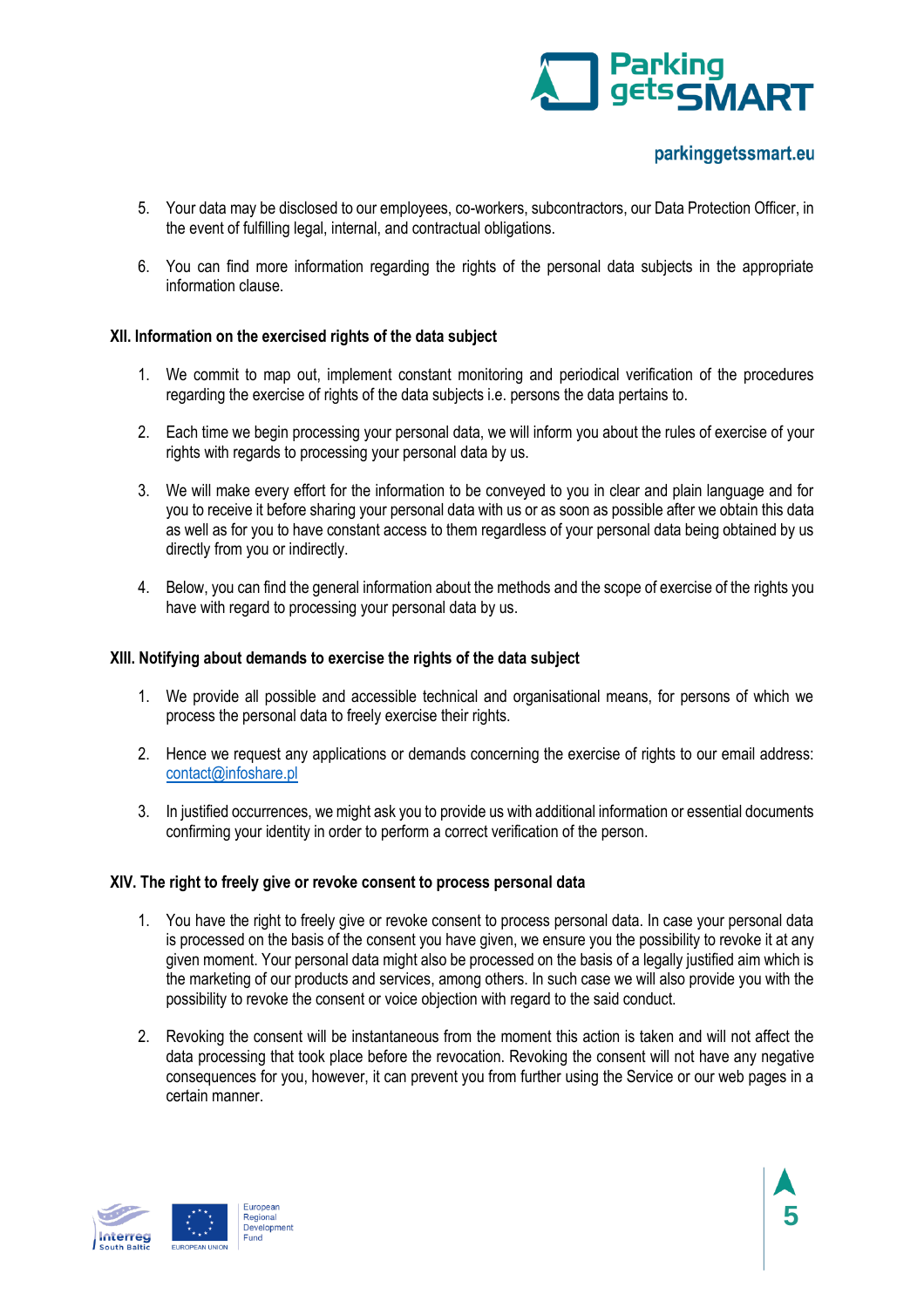5. Your data may be disclosed to our employees, co-workers, subcontractors, our Data Protection Officer, in the event of fulfilling legal, internal, and contractual obligations.

6. You can find more information regarding the rights of the personal data subjects in the appropriate information clause.

### XII. Information on the exercised rights of the data subject

1. We commit to map out, implement constant monitoring and periodical verification of the procedures regarding the exercise of rights of the data subjects i.e. persons the data pertains to.

2. Each time we begin processing your personal data, we will inform you about the rules of exercise of your rights with regards to processing your personal data by us.

3. We will make every effort for the information to be conveyed to you in clear and plain language and for you to receive it before sharing your personal data with us or as soon as possible after we obtain this data as well as for you to have constant access to them regardless of your personal data being obtained by us directly from you or indirectly.

4. Below, you can find the general information about the methods and the scope of exercise of the rights you have with regard to processing your personal data by us.

### XIII. Notifying about demands to exercise the rights of the data subject

1. We provide all possible and accessible technical and organisational means, for persons of which we process the personal data to freely exercise their rights.

2. Hence we request any applications or demands concerning the exercise of rights to our email address: contact@infoshare.pl

3. In justified occurrences, we might ask you to provide us with additional information or essential documents confirming your identity in order to perform a correct verification of the person.

### XIV. The right to freely give or revoke consent to process personal data

1. You have the right to freely give or revoke consent to process personal data. In case your personal data is processed on the basis of the consent you have given, we ensure you the possibility to revoke it at any given moment. Your personal data might also be processed on the basis of a legally justified aim which is the marketing of our products and services, among others. In such case we will also provide you with the possibility to revoke the consent or voice objection with regard to the said conduct.

2. Revoking the consent will be instantaneous from the moment this action is taken and will not affect the data processing that took place before the revocation. Revoking the consent will not have any negative consequences for you, however, it can prevent you from further using the Service or our web pages in a certain manner.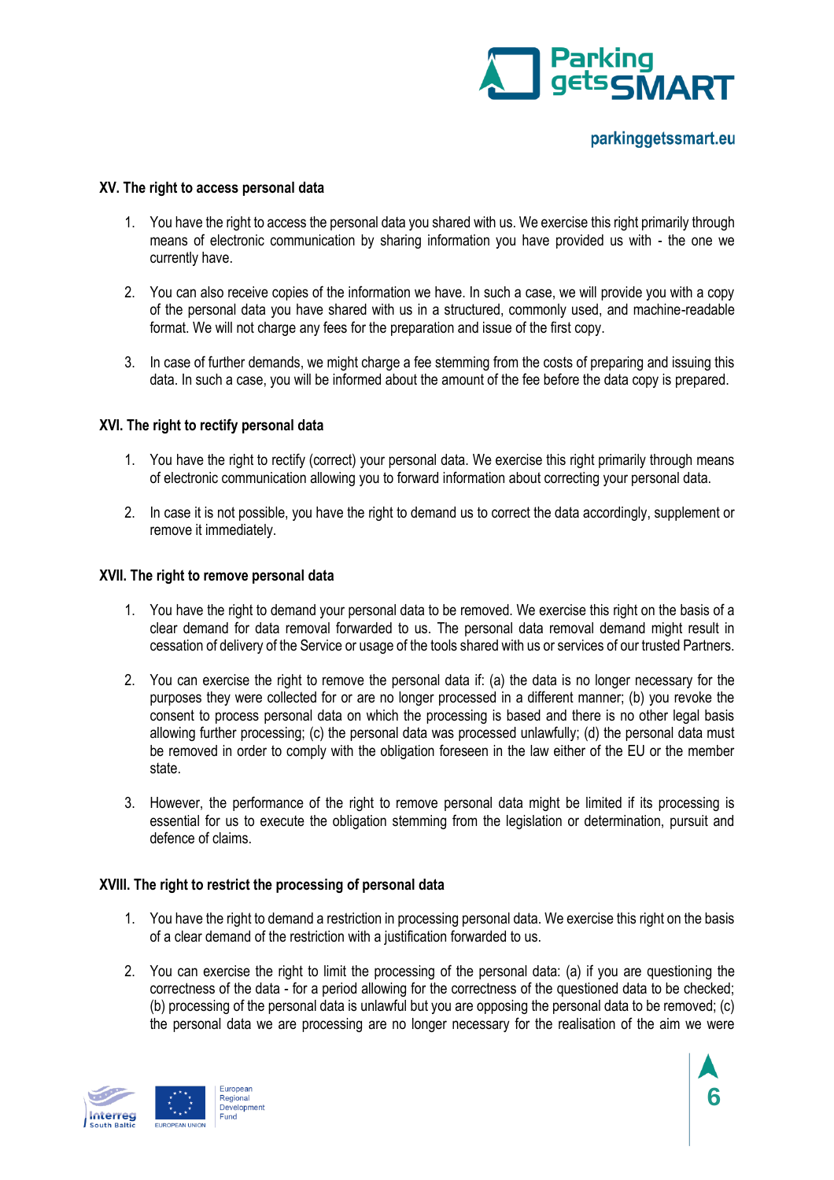**XV. The right to access personal data**

1. You have the right to access the personal data you shared with us. We exercise this right primarily through means of electronic communication by sharing information you have provided us with - the one we currently have.

2. You can also receive copies of the information we have. In such a case, we will provide you with a copy of the personal data you have shared with us in a structured, commonly used, and machine-readable format. We will not charge any fees for the preparation and issue of the first copy.

3. In case of further demands, we might charge a fee stemming from the costs of preparing and issuing this data. In such a case, you will be informed about the amount of the fee before the data copy is prepared.

**XVI. The right to rectify personal data**

1. You have the right to rectify (correct) your personal data. We exercise this right primarily through means of electronic communication allowing you to forward information about correcting your personal data.

2. In case it is not possible, you have the right to demand us to correct the data accordingly, supplement or remove it immediately.

**XVII. The right to remove personal data**

1. You have the right to demand your personal data to be removed. We exercise this right on the basis of a clear demand for data removal forwarded to us. The personal data removal demand might result in cessation of delivery of the Service or usage of the tools shared with us or services of our trusted Partners.

2. You can exercise the right to remove the personal data if: (a) the data is no longer necessary for the purposes they were collected for or are no longer processed in a different manner; (b) you revoke the consent to process personal data on which the processing is based and there is no other legal basis allowing further processing; (c) the personal data was processed unlawfully; (d) the personal data must be removed in order to comply with the obligation foreseen in the law either of the EU or the member state.

3. However, the performance of the right to remove personal data might be limited if its processing is essential for us to execute the obligation stemming from the legislation or determination, pursuit and defence of claims.

**XVIII. The right to restrict the processing of personal data**

1. You have the right to demand a restriction in processing personal data. We exercise this right on the basis of a clear demand of the restriction with a justification forwarded to us.

2. You can exercise the right to limit the processing of the personal data: (a) if you are questioning the correctness of the data - for a period allowing for the correctness of the questioned data to be checked; (b) processing of the personal data is unlawful but you are opposing the personal data to be removed; (c) the personal data we are processing are no longer necessary for the realisation of the aim we were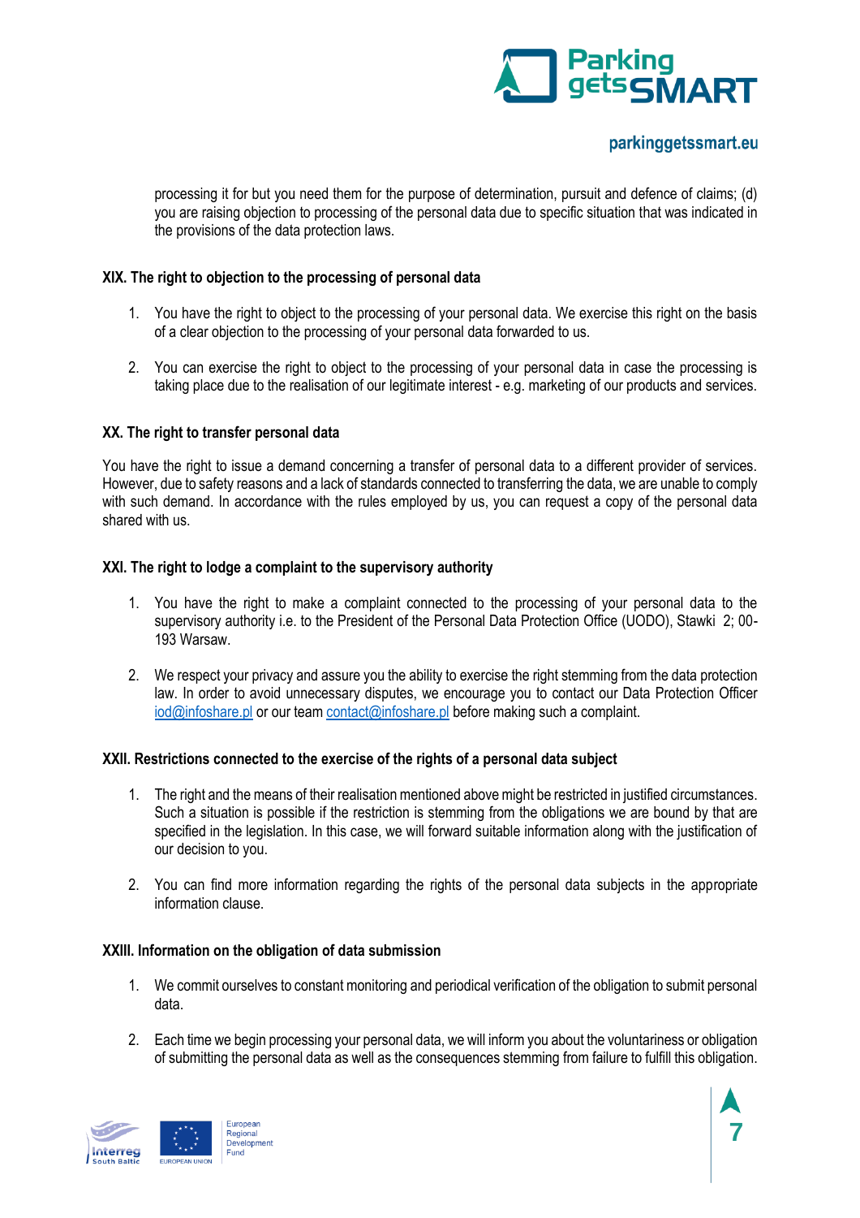processing it for but you need them for the purpose of determination, pursuit and defence of claims; (d) you are raising objection to processing of the personal data due to specific situation that was indicated in the provisions of the data protection laws.

**XIX. The right to objection to the processing of personal data**

1. You have the right to object to the processing of your personal data. We exercise this right on the basis of a clear objection to the processing of your personal data forwarded to us.

2. You can exercise the right to object to the processing of your personal data in case the processing is taking place due to the realisation of our legitimate interest - e.g. marketing of our products and services.

**XX. The right to transfer personal data**

You have the right to issue a demand concerning a transfer of personal data to a different provider of services. However, due to safety reasons and a lack of standards connected to transferring the data, we are unable to comply with such demand. In accordance with the rules employed by us, you can request a copy of the personal data shared with us.

**XXI. The right to lodge a complaint to the supervisory authority**

1. You have the right to make a complaint connected to the processing of your personal data to the supervisory authority i.e. to the President of the Personal Data Protection Office (UODO), Stawki 2; 00-193 Warsaw.

2. We respect your privacy and assure you the ability to exercise the right stemming from the data protection law. In order to avoid unnecessary disputes, we encourage you to contact our Data Protection Officer iod@infoshare.pl or our team contact@infoshare.pl before making such a complaint.

**XXII. Restrictions connected to the exercise of the rights of a personal data subject**

1. The right and the means of their realisation mentioned above might be restricted in justified circumstances. Such a situation is possible if the restriction is stemming from the obligations we are bound by that are specified in the legislation. In this case, we will forward suitable information along with the justification of our decision to you.

2. You can find more information regarding the rights of the personal data subjects in the appropriate information clause.

**XXIII. Information on the obligation of data submission**

1. We commit ourselves to constant monitoring and periodical verification of the obligation to submit personal data.

2. Each time we begin processing your personal data, we will inform you about the voluntariness or obligation of submitting the personal data as well as the consequences stemming from failure to fulfill this obligation.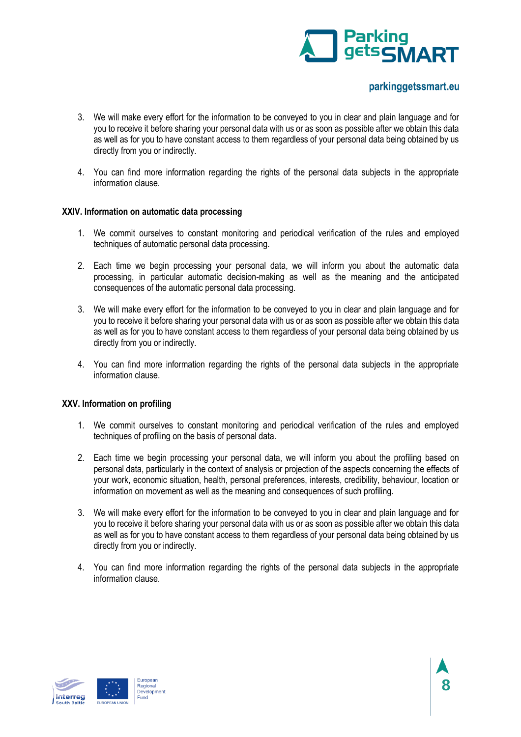3. We will make every effort for the information to be conveyed to you in clear and plain language and for you to receive it before sharing your personal data with us or as soon as possible after we obtain this data as well as for you to have constant access to them regardless of your personal data being obtained by us directly from you or indirectly.

4. You can find more information regarding the rights of the personal data subjects in the appropriate information clause.

### XXIV. Information on automatic data processing

1. We commit ourselves to constant monitoring and periodical verification of the rules and employed techniques of automatic personal data processing.

2. Each time we begin processing your personal data, we will inform you about the automatic data processing, in particular automatic decision-making as well as the meaning and the anticipated consequences of the automatic personal data processing.

3. We will make every effort for the information to be conveyed to you in clear and plain language and for you to receive it before sharing your personal data with us or as soon as possible after we obtain this data as well as for you to have constant access to them regardless of your personal data being obtained by us directly from you or indirectly.

4. You can find more information regarding the rights of the personal data subjects in the appropriate information clause.

### XXV. Information on profiling

1. We commit ourselves to constant monitoring and periodical verification of the rules and employed techniques of profiling on the basis of personal data.

2. Each time we begin processing your personal data, we will inform you about the profiling based on personal data, particularly in the context of analysis or projection of the aspects concerning the effects of your work, economic situation, health, personal preferences, interests, credibility, behaviour, location or information on movement as well as the meaning and consequences of such profiling.

3. We will make every effort for the information to be conveyed to you in clear and plain language and for you to receive it before sharing your personal data with us or as soon as possible after we obtain this data as well as for you to have constant access to them regardless of your personal data being obtained by us directly from you or indirectly.

4. You can find more information regarding the rights of the personal data subjects in the appropriate information clause.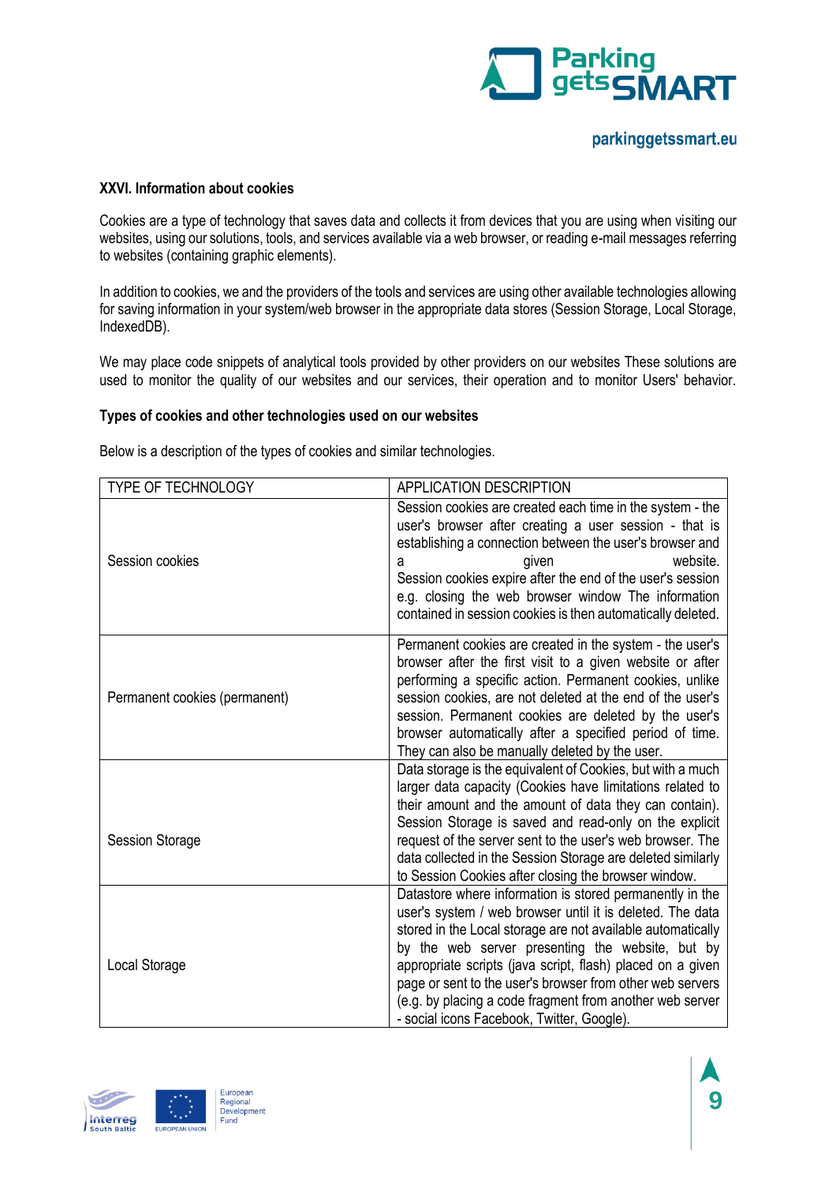**XXVI. Information about cookies**

Cookies are a type of technology that saves data and collects it from devices that you are using when visiting our websites, using our solutions, tools, and services available via a web browser, or reading e-mail messages referring to websites (containing graphic elements).

In addition to cookies, we and the providers of the tools and services are using other available technologies allowing for saving information in your system/web browser in the appropriate data stores (Session Storage, Local Storage, IndexedDB).

We may place code snippets of analytical tools provided by other providers on our websites These solutions are used to monitor the quality of our websites and our services, their operation and to monitor Users' behavior.

**Types of cookies and other technologies used on our websites**

Below is a description of the types of cookies and similar technologies.

| TYPE OF TECHNOLOGY | APPLICATION DESCRIPTION |
|---|---|
| Session cookies | Session cookies are created each time in the system - the user's browser after creating a user session - that is establishing a connection between the user's browser and a given website. Session cookies expire after the end of the user's session e.g. closing the web browser window The information contained in session cookies is then automatically deleted. |
| Permanent cookies (permanent) | Permanent cookies are created in the system - the user's browser after the first visit to a given website or after performing a specific action. Permanent cookies, unlike session cookies, are not deleted at the end of the user's session. Permanent cookies are deleted by the user's browser automatically after a specified period of time. They can also be manually deleted by the user. |
| Session Storage | Data storage is the equivalent of Cookies, but with a much larger data capacity (Cookies have limitations related to their amount and the amount of data they can contain). Session Storage is saved and read-only on the explicit request of the server sent to the user's web browser. The data collected in the Session Storage are deleted similarly to Session Cookies after closing the browser window. |
| Local Storage | Datastore where information is stored permanently in the user's system / web browser until it is deleted. The data stored in the Local storage are not available automatically by the web server presenting the website, but by appropriate scripts (java script, flash) placed on a given page or sent to the user's browser from other web servers (e.g. by placing a code fragment from another web server - social icons Facebook, Twitter, Google). |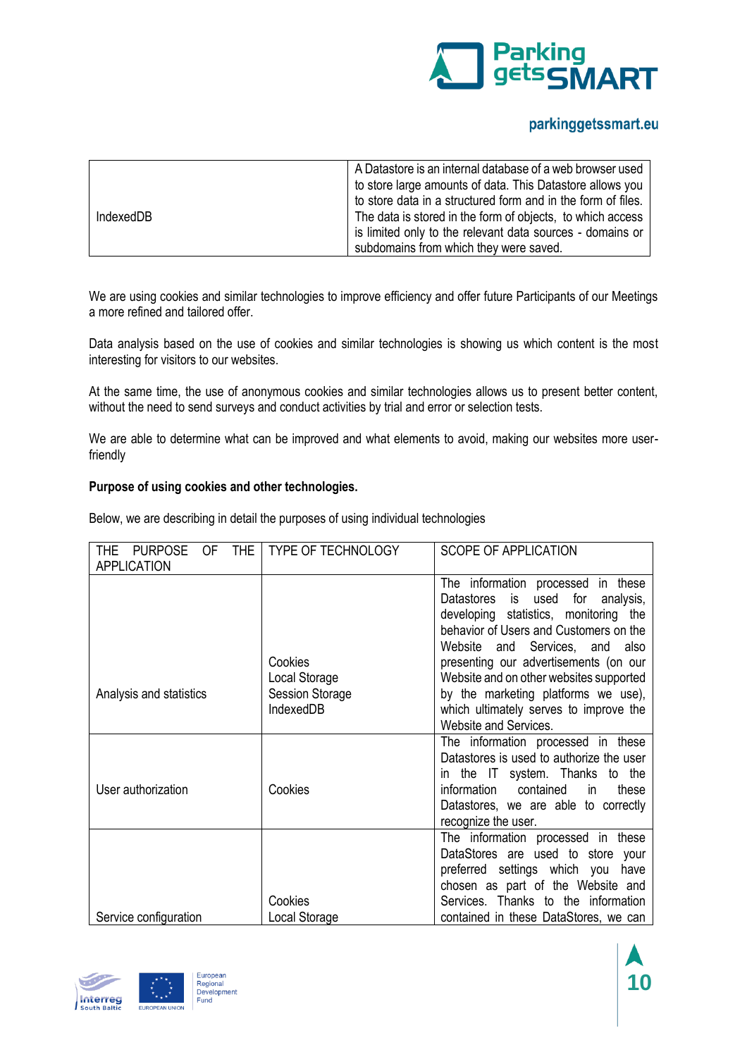| IndexedDB | A Datastore is an internal database of a web browser used to store large amounts of data. This Datastore allows you to store data in a structured form and in the form of files. The data is stored in the form of objects, to which access is limited only to the relevant data sources - domains or subdomains from which they were saved. |
|---|---|

We are using cookies and similar technologies to improve efficiency and offer future Participants of our Meetings a more refined and tailored offer.

Data analysis based on the use of cookies and similar technologies is showing us which content is the most interesting for visitors to our websites.

At the same time, the use of anonymous cookies and similar technologies allows us to present better content, without the need to send surveys and conduct activities by trial and error or selection tests.

We are able to determine what can be improved and what elements to avoid, making our websites more user-friendly

**Purpose of using cookies and other technologies.**

Below, we are describing in detail the purposes of using individual technologies

| THE PURPOSE OF THE APPLICATION | TYPE OF TECHNOLOGY | SCOPE OF APPLICATION |
|---|---|---|
| Analysis and statistics | Cookies<br>Local Storage<br>Session Storage<br>IndexedDB | The information processed in these Datastores is used for analysis, developing statistics, monitoring the behavior of Users and Customers on the Website and Services, and also presenting our advertisements (on our Website and on other websites supported by the marketing platforms we use), which ultimately serves to improve the Website and Services. |
| User authorization | Cookies | The information processed in these Datastores is used to authorize the user in the IT system. Thanks to the information contained in these Datastores, we are able to correctly recognize the user. |
| Service configuration | Cookies<br>Local Storage | The information processed in these DataStores are used to store your preferred settings which you have chosen as part of the Website and Services. Thanks to the information contained in these DataStores, we can |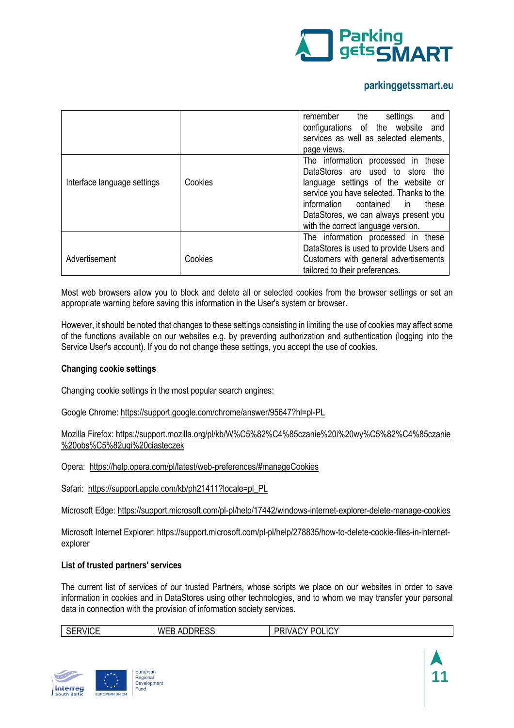|  |  | remember the settings and configurations of the website and services as well as selected elements, page views. |
|---|---|---|
| Interface language settings | Cookies | The information processed in these DataStores are used to store the language settings of the website or service you have selected. Thanks to the information contained in these DataStores, we can always present you with the correct language version. |
| Advertisement | Cookies | The information processed in these DataStores is used to provide Users and Customers with general advertisements tailored to their preferences. |

Most web browsers allow you to block and delete all or selected cookies from the browser settings or set an appropriate warning before saving this information in the User's system or browser.

However, it should be noted that changes to these settings consisting in limiting the use of cookies may affect some of the functions available on our websites e.g. by preventing authorization and authentication (logging into the Service User's account). If you do not change these settings, you accept the use of cookies.

**Changing cookie settings**

Changing cookie settings in the most popular search engines:

Google Chrome: https://support.google.com/chrome/answer/95647?hl=pl-PL

Mozilla Firefox: https://support.mozilla.org/pl/kb/W%C5%82%C4%85czanie%20i%20wy%C5%82%C4%85czanie%20obs%C5%82ugi%20ciasteczek

Opera: https://help.opera.com/pl/latest/web-preferences/#manageCookies

Safari: https://support.apple.com/kb/ph21411?locale=pl_PL

Microsoft Edge: https://support.microsoft.com/pl-pl/help/17442/windows-internet-explorer-delete-manage-cookies

Microsoft Internet Explorer: https://support.microsoft.com/pl-pl/help/278835/how-to-delete-cookie-files-in-internet-explorer

**List of trusted partners' services**

The current list of services of our trusted Partners, whose scripts we place on our websites in order to save information in cookies and in DataStores using other technologies, and to whom we may transfer your personal data in connection with the provision of information society services.

| SERVICE | WEB ADDRESS | PRIVACY POLICY |
|---|---|---|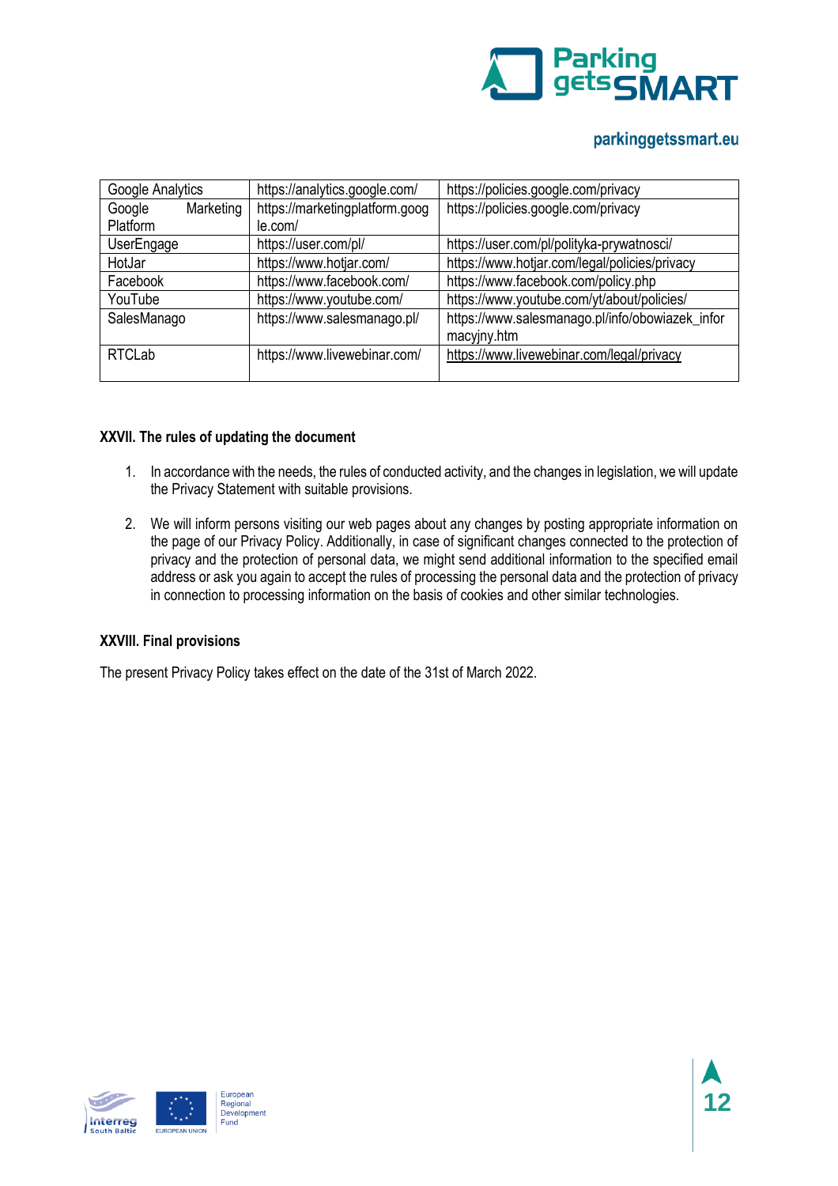| | | |
|---|---|---|
| Google Analytics | https://analytics.google.com/ | https://policies.google.com/privacy |
| Google Marketing Platform | https://marketingplatform.google.com/ | https://policies.google.com/privacy |
| UserEngage | https://user.com/pl/ | https://user.com/pl/polityka-prywatnosci/ |
| HotJar | https://www.hotjar.com/ | https://www.hotjar.com/legal/policies/privacy |
| Facebook | https://www.facebook.com/ | https://www.facebook.com/policy.php |
| YouTube | https://www.youtube.com/ | https://www.youtube.com/yt/about/policies/ |
| SalesManago | https://www.salesmanago.pl/ | https://www.salesmanago.pl/info/obowiazek_informacyjny.htm |
| RTCLab | https://www.livewebinar.com/ | https://www.livewebinar.com/legal/privacy |

### XXVII. The rules of updating the document

1. In accordance with the needs, the rules of conducted activity, and the changes in legislation, we will update the Privacy Statement with suitable provisions.
2. We will inform persons visiting our web pages about any changes by posting appropriate information on the page of our Privacy Policy. Additionally, in case of significant changes connected to the protection of privacy and the protection of personal data, we might send additional information to the specified email address or ask you again to accept the rules of processing the personal data and the protection of privacy in connection to processing information on the basis of cookies and other similar technologies.

### XXVIII. Final provisions

The present Privacy Policy takes effect on the date of the 31st of March 2022.